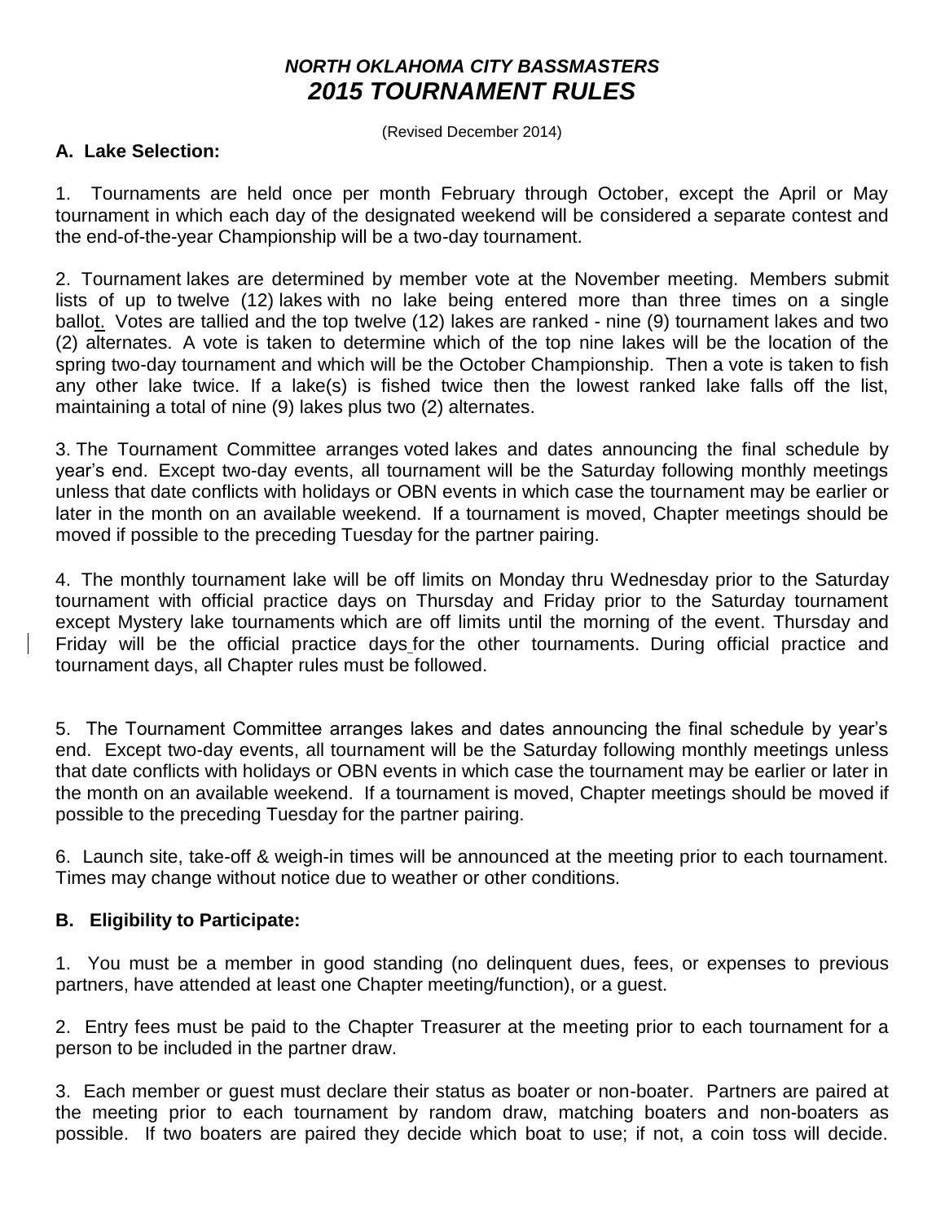# *NORTH OKLAHOMA CITY BASSMASTERS*
# *2015 TOURNAMENT RULES*

(Revised December 2014)

### A. Lake Selection:

1. Tournaments are held once per month February through October, except the April or May tournament in which each day of the designated weekend will be considered a separate contest and the end-of-the-year Championship will be a two-day tournament.

2. Tournament lakes are determined by member vote at the November meeting. Members submit lists of up to twelve (12) lakes with no lake being entered more than three times on a single ballot. Votes are tallied and the top twelve (12) lakes are ranked - nine (9) tournament lakes and two (2) alternates. A vote is taken to determine which of the top nine lakes will be the location of the spring two-day tournament and which will be the October Championship. Then a vote is taken to fish any other lake twice. If a lake(s) is fished twice then the lowest ranked lake falls off the list, maintaining a total of nine (9) lakes plus two (2) alternates.

3. The Tournament Committee arranges voted lakes and dates announcing the final schedule by year's end. Except two-day events, all tournament will be the Saturday following monthly meetings unless that date conflicts with holidays or OBN events in which case the tournament may be earlier or later in the month on an available weekend. If a tournament is moved, Chapter meetings should be moved if possible to the preceding Tuesday for the partner pairing.

4. The monthly tournament lake will be off limits on Monday thru Wednesday prior to the Saturday tournament with official practice days on Thursday and Friday prior to the Saturday tournament except Mystery lake tournaments which are off limits until the morning of the event. Thursday and Friday will be the official practice days for the other tournaments. During official practice and tournament days, all Chapter rules must be followed.

5. The Tournament Committee arranges lakes and dates announcing the final schedule by year's end. Except two-day events, all tournament will be the Saturday following monthly meetings unless that date conflicts with holidays or OBN events in which case the tournament may be earlier or later in the month on an available weekend. If a tournament is moved, Chapter meetings should be moved if possible to the preceding Tuesday for the partner pairing.

6. Launch site, take-off & weigh-in times will be announced at the meeting prior to each tournament. Times may change without notice due to weather or other conditions.

### B. Eligibility to Participate:

1. You must be a member in good standing (no delinquent dues, fees, or expenses to previous partners, have attended at least one Chapter meeting/function), or a guest.

2. Entry fees must be paid to the Chapter Treasurer at the meeting prior to each tournament for a person to be included in the partner draw.

3. Each member or guest must declare their status as boater or non-boater. Partners are paired at the meeting prior to each tournament by random draw, matching boaters and non-boaters as possible. If two boaters are paired they decide which boat to use; if not, a coin toss will decide.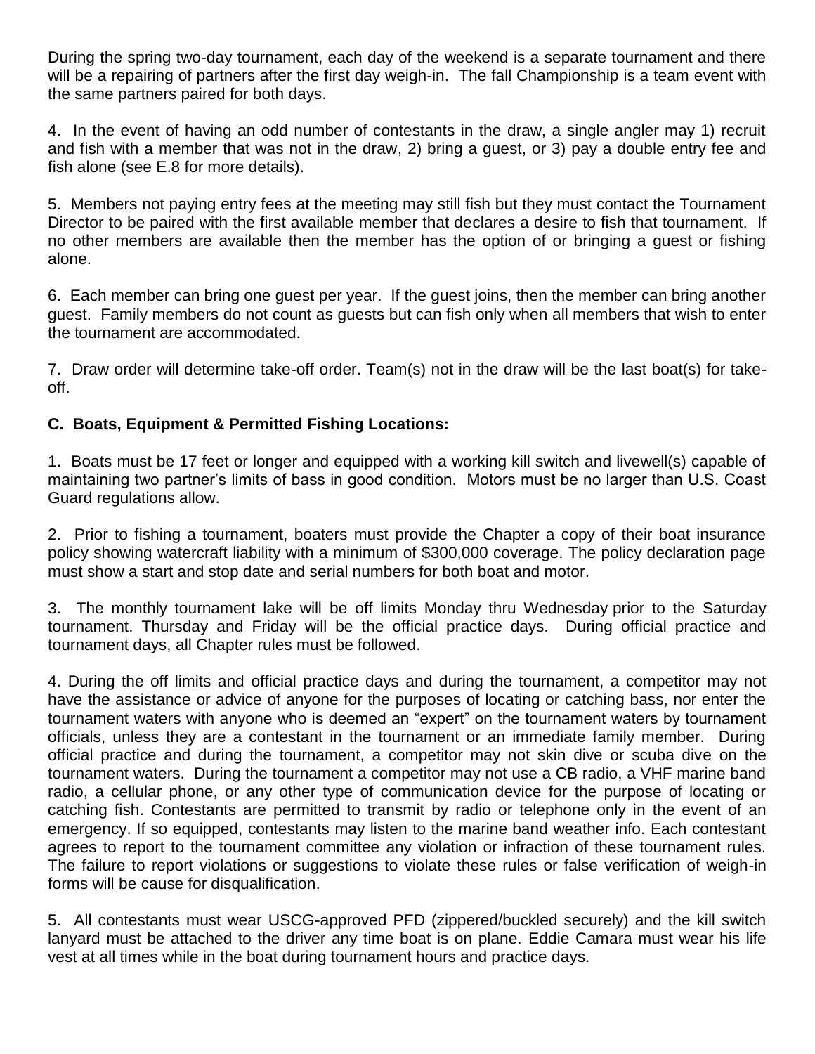During the spring two-day tournament, each day of the weekend is a separate tournament and there will be a repairing of partners after the first day weigh-in. The fall Championship is a team event with the same partners paired for both days.

4. In the event of having an odd number of contestants in the draw, a single angler may 1) recruit and fish with a member that was not in the draw, 2) bring a guest, or 3) pay a double entry fee and fish alone (see E.8 for more details).

5. Members not paying entry fees at the meeting may still fish but they must contact the Tournament Director to be paired with the first available member that declares a desire to fish that tournament. If no other members are available then the member has the option of or bringing a guest or fishing alone.

6. Each member can bring one guest per year. If the guest joins, then the member can bring another guest. Family members do not count as guests but can fish only when all members that wish to enter the tournament are accommodated.

7. Draw order will determine take-off order. Team(s) not in the draw will be the last boat(s) for take-off.

**C. Boats, Equipment & Permitted Fishing Locations:**

1. Boats must be 17 feet or longer and equipped with a working kill switch and livewell(s) capable of maintaining two partner's limits of bass in good condition. Motors must be no larger than U.S. Coast Guard regulations allow.

2. Prior to fishing a tournament, boaters must provide the Chapter a copy of their boat insurance policy showing watercraft liability with a minimum of $300,000 coverage. The policy declaration page must show a start and stop date and serial numbers for both boat and motor.

3. The monthly tournament lake will be off limits Monday thru Wednesday prior to the Saturday tournament. Thursday and Friday will be the official practice days. During official practice and tournament days, all Chapter rules must be followed.

4. During the off limits and official practice days and during the tournament, a competitor may not have the assistance or advice of anyone for the purposes of locating or catching bass, nor enter the tournament waters with anyone who is deemed an "expert" on the tournament waters by tournament officials, unless they are a contestant in the tournament or an immediate family member. During official practice and during the tournament, a competitor may not skin dive or scuba dive on the tournament waters. During the tournament a competitor may not use a CB radio, a VHF marine band radio, a cellular phone, or any other type of communication device for the purpose of locating or catching fish. Contestants are permitted to transmit by radio or telephone only in the event of an emergency. If so equipped, contestants may listen to the marine band weather info. Each contestant agrees to report to the tournament committee any violation or infraction of these tournament rules. The failure to report violations or suggestions to violate these rules or false verification of weigh-in forms will be cause for disqualification.

5. All contestants must wear USCG-approved PFD (zippered/buckled securely) and the kill switch lanyard must be attached to the driver any time boat is on plane. Eddie Camara must wear his life vest at all times while in the boat during tournament hours and practice days.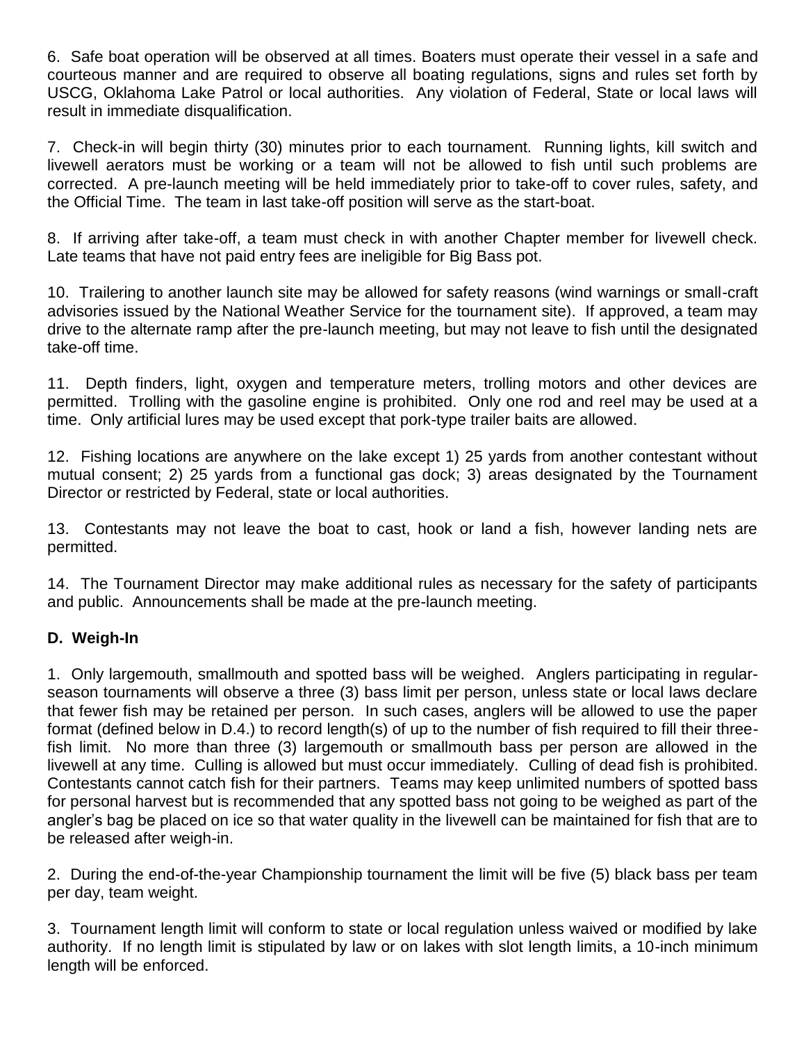6. Safe boat operation will be observed at all times. Boaters must operate their vessel in a safe and courteous manner and are required to observe all boating regulations, signs and rules set forth by USCG, Oklahoma Lake Patrol or local authorities. Any violation of Federal, State or local laws will result in immediate disqualification.

7. Check-in will begin thirty (30) minutes prior to each tournament. Running lights, kill switch and livewell aerators must be working or a team will not be allowed to fish until such problems are corrected. A pre-launch meeting will be held immediately prior to take-off to cover rules, safety, and the Official Time. The team in last take-off position will serve as the start-boat.

8. If arriving after take-off, a team must check in with another Chapter member for livewell check. Late teams that have not paid entry fees are ineligible for Big Bass pot.

10. Trailering to another launch site may be allowed for safety reasons (wind warnings or small-craft advisories issued by the National Weather Service for the tournament site). If approved, a team may drive to the alternate ramp after the pre-launch meeting, but may not leave to fish until the designated take-off time.

11. Depth finders, light, oxygen and temperature meters, trolling motors and other devices are permitted. Trolling with the gasoline engine is prohibited. Only one rod and reel may be used at a time. Only artificial lures may be used except that pork-type trailer baits are allowed.

12. Fishing locations are anywhere on the lake except 1) 25 yards from another contestant without mutual consent; 2) 25 yards from a functional gas dock; 3) areas designated by the Tournament Director or restricted by Federal, state or local authorities.

13. Contestants may not leave the boat to cast, hook or land a fish, however landing nets are permitted.

14. The Tournament Director may make additional rules as necessary for the safety of participants and public. Announcements shall be made at the pre-launch meeting.

**D. Weigh-In**

1. Only largemouth, smallmouth and spotted bass will be weighed. Anglers participating in regular-season tournaments will observe a three (3) bass limit per person, unless state or local laws declare that fewer fish may be retained per person. In such cases, anglers will be allowed to use the paper format (defined below in D.4.) to record length(s) of up to the number of fish required to fill their three-fish limit. No more than three (3) largemouth or smallmouth bass per person are allowed in the livewell at any time. Culling is allowed but must occur immediately. Culling of dead fish is prohibited. Contestants cannot catch fish for their partners. Teams may keep unlimited numbers of spotted bass for personal harvest but is recommended that any spotted bass not going to be weighed as part of the angler's bag be placed on ice so that water quality in the livewell can be maintained for fish that are to be released after weigh-in.

2. During the end-of-the-year Championship tournament the limit will be five (5) black bass per team per day, team weight.

3. Tournament length limit will conform to state or local regulation unless waived or modified by lake authority. If no length limit is stipulated by law or on lakes with slot length limits, a 10-inch minimum length will be enforced.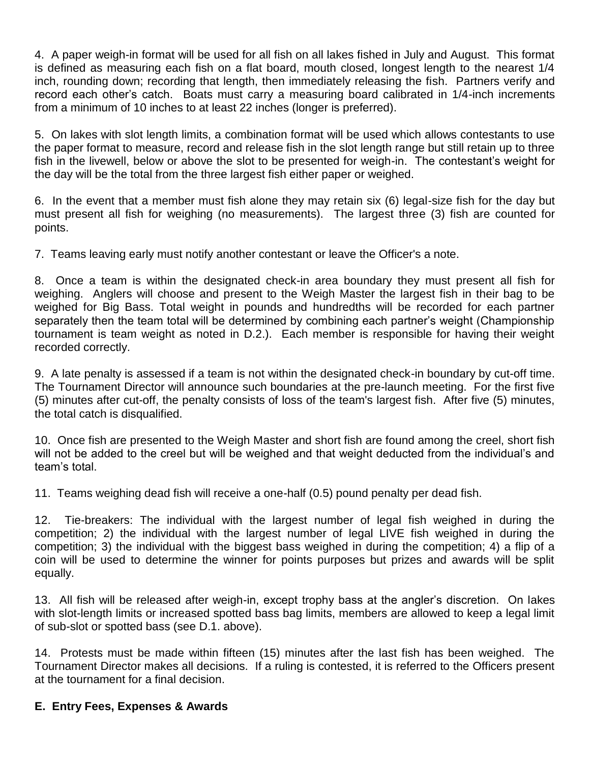4. A paper weigh-in format will be used for all fish on all lakes fished in July and August. This format is defined as measuring each fish on a flat board, mouth closed, longest length to the nearest 1/4 inch, rounding down; recording that length, then immediately releasing the fish. Partners verify and record each other's catch. Boats must carry a measuring board calibrated in 1/4-inch increments from a minimum of 10 inches to at least 22 inches (longer is preferred).

5. On lakes with slot length limits, a combination format will be used which allows contestants to use the paper format to measure, record and release fish in the slot length range but still retain up to three fish in the livewell, below or above the slot to be presented for weigh-in. The contestant's weight for the day will be the total from the three largest fish either paper or weighed.

6. In the event that a member must fish alone they may retain six (6) legal-size fish for the day but must present all fish for weighing (no measurements). The largest three (3) fish are counted for points.

7. Teams leaving early must notify another contestant or leave the Officer's a note.

8. Once a team is within the designated check-in area boundary they must present all fish for weighing. Anglers will choose and present to the Weigh Master the largest fish in their bag to be weighed for Big Bass. Total weight in pounds and hundredths will be recorded for each partner separately then the team total will be determined by combining each partner's weight (Championship tournament is team weight as noted in D.2.). Each member is responsible for having their weight recorded correctly.

9. A late penalty is assessed if a team is not within the designated check-in boundary by cut-off time. The Tournament Director will announce such boundaries at the pre-launch meeting. For the first five (5) minutes after cut-off, the penalty consists of loss of the team's largest fish. After five (5) minutes, the total catch is disqualified.

10. Once fish are presented to the Weigh Master and short fish are found among the creel, short fish will not be added to the creel but will be weighed and that weight deducted from the individual's and team's total.

11. Teams weighing dead fish will receive a one-half (0.5) pound penalty per dead fish.

12. Tie-breakers: The individual with the largest number of legal fish weighed in during the competition; 2) the individual with the largest number of legal LIVE fish weighed in during the competition; 3) the individual with the biggest bass weighed in during the competition; 4) a flip of a coin will be used to determine the winner for points purposes but prizes and awards will be split equally.

13. All fish will be released after weigh-in, except trophy bass at the angler's discretion. On lakes with slot-length limits or increased spotted bass bag limits, members are allowed to keep a legal limit of sub-slot or spotted bass (see D.1. above).

14. Protests must be made within fifteen (15) minutes after the last fish has been weighed. The Tournament Director makes all decisions. If a ruling is contested, it is referred to the Officers present at the tournament for a final decision.

## E. Entry Fees, Expenses & Awards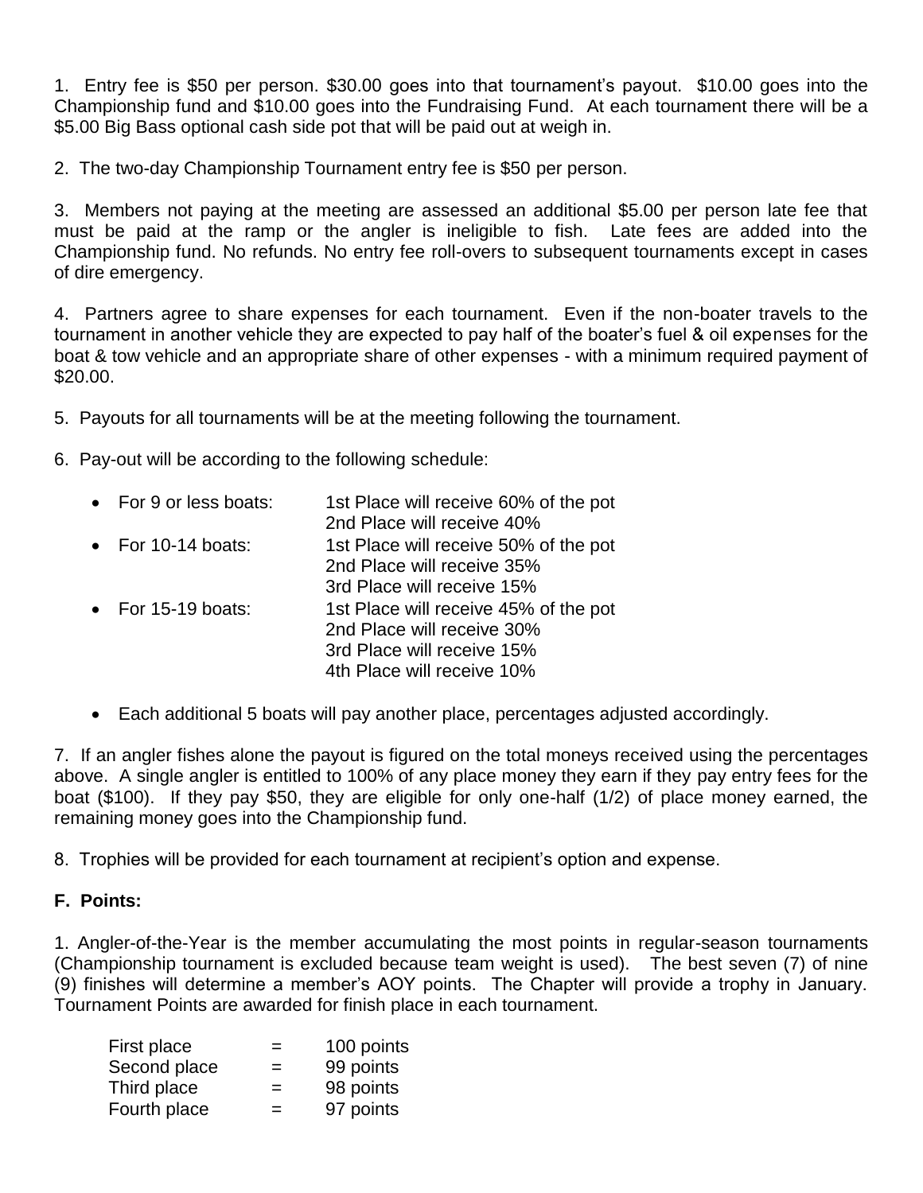1. Entry fee is $50 per person. $30.00 goes into that tournament's payout. $10.00 goes into the Championship fund and $10.00 goes into the Fundraising Fund. At each tournament there will be a $5.00 Big Bass optional cash side pot that will be paid out at weigh in.

2. The two-day Championship Tournament entry fee is $50 per person.

3. Members not paying at the meeting are assessed an additional $5.00 per person late fee that must be paid at the ramp or the angler is ineligible to fish. Late fees are added into the Championship fund. No refunds. No entry fee roll-overs to subsequent tournaments except in cases of dire emergency.

4. Partners agree to share expenses for each tournament. Even if the non-boater travels to the tournament in another vehicle they are expected to pay half of the boater's fuel & oil expenses for the boat & tow vehicle and an appropriate share of other expenses - with a minimum required payment of $20.00.

5. Payouts for all tournaments will be at the meeting following the tournament.

6. Pay-out will be according to the following schedule:

- For 9 or less boats: 1st Place will receive 60% of the pot  
  2nd Place will receive 40%
- For 10-14 boats: 1st Place will receive 50% of the pot  
  2nd Place will receive 35%  
  3rd Place will receive 15%
- For 15-19 boats: 1st Place will receive 45% of the pot  
  2nd Place will receive 30%  
  3rd Place will receive 15%  
  4th Place will receive 10%

- Each additional 5 boats will pay another place, percentages adjusted accordingly.

7. If an angler fishes alone the payout is figured on the total moneys received using the percentages above. A single angler is entitled to 100% of any place money they earn if they pay entry fees for the boat ($100). If they pay $50, they are eligible for only one-half (1/2) of place money earned, the remaining money goes into the Championship fund.

8. Trophies will be provided for each tournament at recipient's option and expense.

**F. Points:**

1. Angler-of-the-Year is the member accumulating the most points in regular-season tournaments (Championship tournament is excluded because team weight is used). The best seven (7) of nine (9) finishes will determine a member's AOY points. The Chapter will provide a trophy in January. Tournament Points are awarded for finish place in each tournament.

| | | |
|---|---|---|
| First place | = | 100 points |
| Second place | = | 99 points |
| Third place | = | 98 points |
| Fourth place | = | 97 points |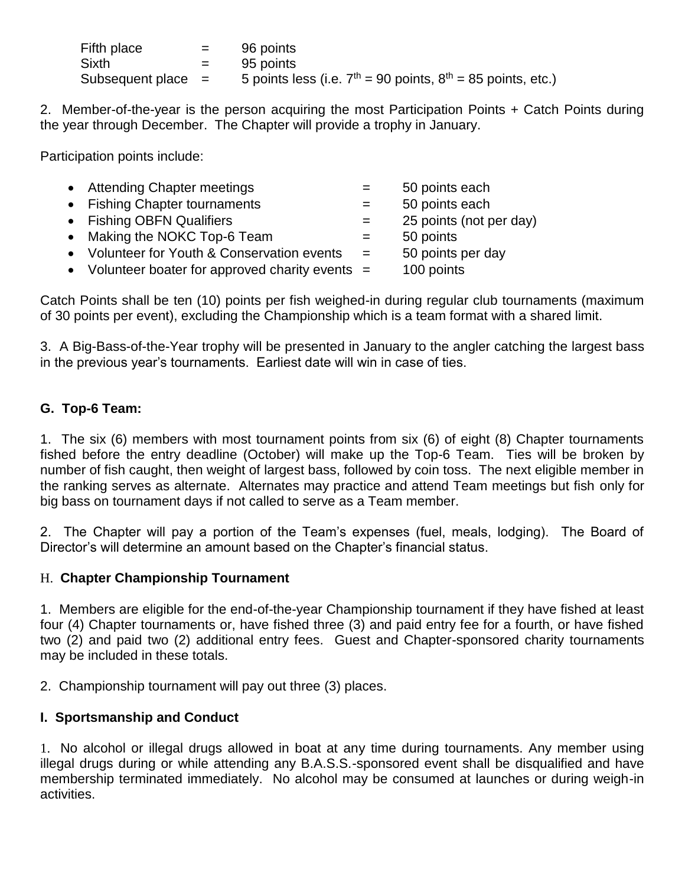| | | |
|---|---|---|
| Fifth place | = | 96 points |
| Sixth | = | 95 points |
| Subsequent place | = | 5 points less (i.e. 7th = 90 points, 8th = 85 points, etc.) |

2. Member-of-the-year is the person acquiring the most Participation Points + Catch Points during the year through December. The Chapter will provide a trophy in January.

Participation points include:

- Attending Chapter meetings = 50 points each
- Fishing Chapter tournaments = 50 points each
- Fishing OBFN Qualifiers = 25 points (not per day)
- Making the NOKC Top-6 Team = 50 points
- Volunteer for Youth & Conservation events = 50 points per day
- Volunteer boater for approved charity events = 100 points

Catch Points shall be ten (10) points per fish weighed-in during regular club tournaments (maximum of 30 points per event), excluding the Championship which is a team format with a shared limit.

3. A Big-Bass-of-the-Year trophy will be presented in January to the angler catching the largest bass in the previous year's tournaments. Earliest date will win in case of ties.

### G. Top-6 Team:

1. The six (6) members with most tournament points from six (6) of eight (8) Chapter tournaments fished before the entry deadline (October) will make up the Top-6 Team. Ties will be broken by number of fish caught, then weight of largest bass, followed by coin toss. The next eligible member in the ranking serves as alternate. Alternates may practice and attend Team meetings but fish only for big bass on tournament days if not called to serve as a Team member.

2. The Chapter will pay a portion of the Team's expenses (fuel, meals, lodging). The Board of Director's will determine an amount based on the Chapter's financial status.

### H. Chapter Championship Tournament

1. Members are eligible for the end-of-the-year Championship tournament if they have fished at least four (4) Chapter tournaments or, have fished three (3) and paid entry fee for a fourth, or have fished two (2) and paid two (2) additional entry fees. Guest and Chapter-sponsored charity tournaments may be included in these totals.

2. Championship tournament will pay out three (3) places.

### I. Sportsmanship and Conduct

1. No alcohol or illegal drugs allowed in boat at any time during tournaments. Any member using illegal drugs during or while attending any B.A.S.S.-sponsored event shall be disqualified and have membership terminated immediately. No alcohol may be consumed at launches or during weigh-in activities.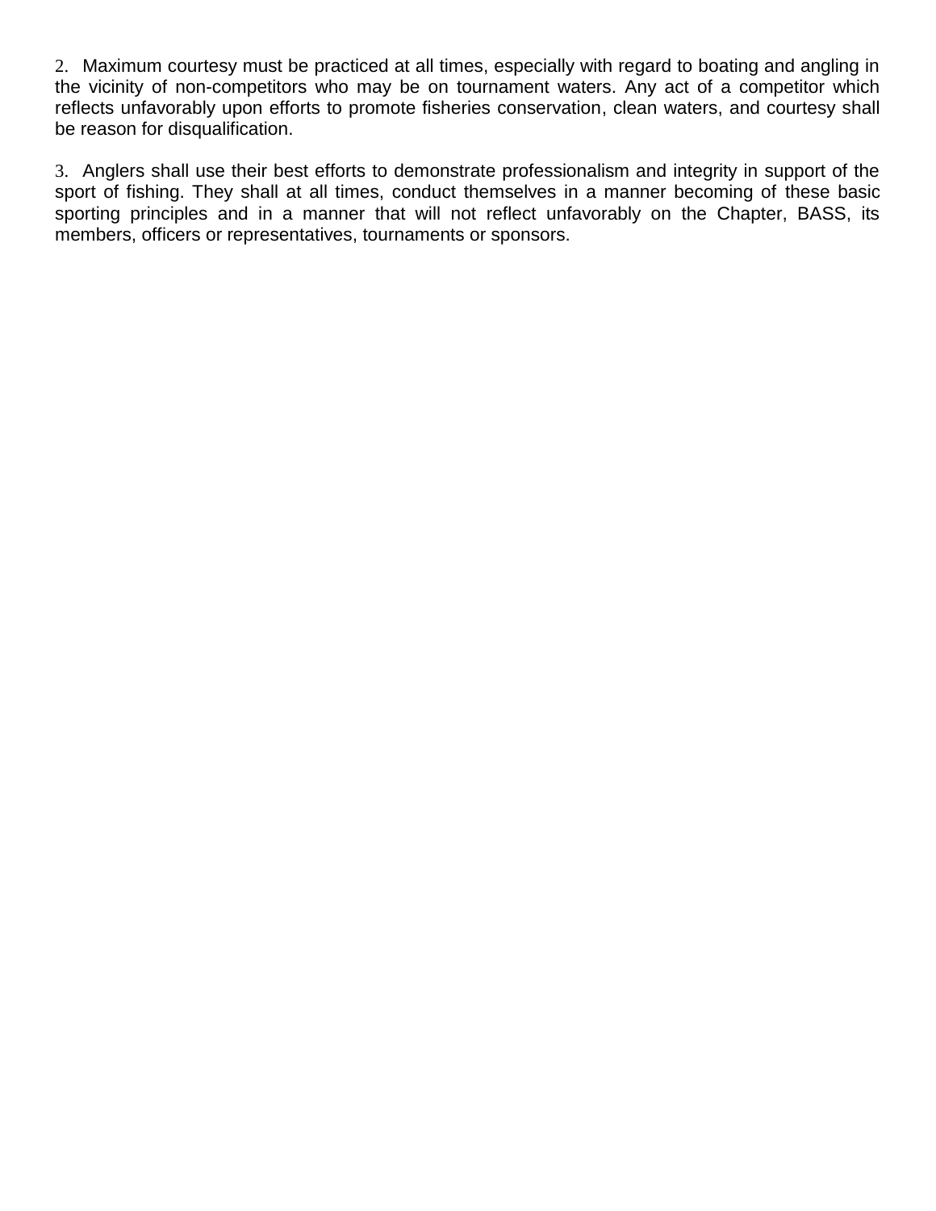2. Maximum courtesy must be practiced at all times, especially with regard to boating and angling in the vicinity of non-competitors who may be on tournament waters. Any act of a competitor which reflects unfavorably upon efforts to promote fisheries conservation, clean waters, and courtesy shall be reason for disqualification.

3. Anglers shall use their best efforts to demonstrate professionalism and integrity in support of the sport of fishing. They shall at all times, conduct themselves in a manner becoming of these basic sporting principles and in a manner that will not reflect unfavorably on the Chapter, BASS, its members, officers or representatives, tournaments or sponsors.